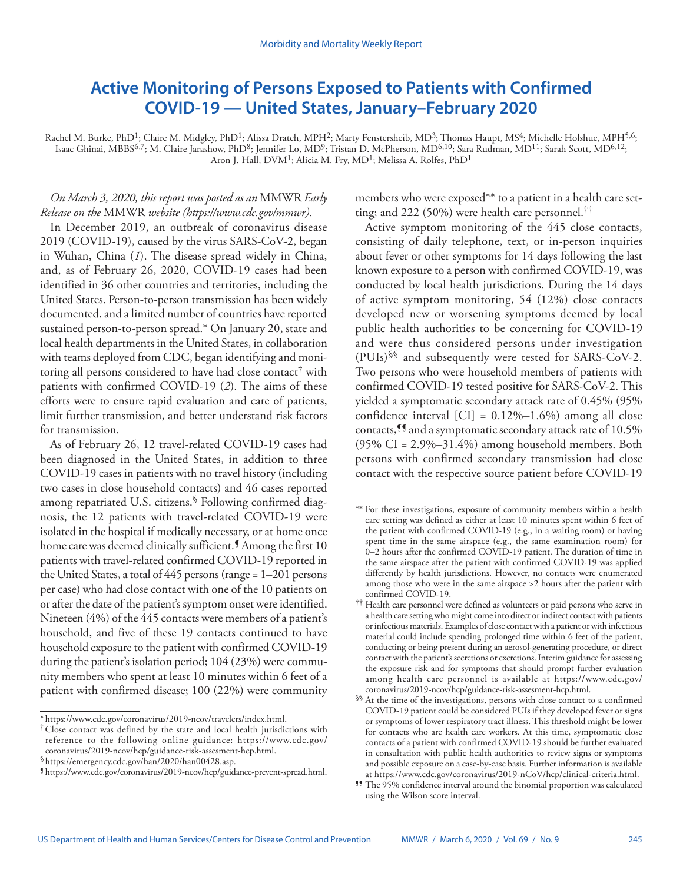# Active Monitoring of Persons Exposed to Patients with Confirmed COVID-19 — United States, January–February 2020

Rachel M. Burke, PhD[1]; Claire M. Midgley, PhD[1]; Alissa Dratch, MPH[2]; Marty Fenstersheib, MD[3]; Thomas Haupt, MS[4]; Michelle Holshue, MPH[5,6]; Isaac Ghinai, MBBS[6,7]; M. Claire Jarashow, PhD[8]; Jennifer Lo, MD[9]; Tristan D. McPherson, MD[6,10]; Sara Rudman, MD[11]; Sarah Scott, MD[6,12]; Aron J. Hall, DVM[1]; Alicia M. Fry, MD[1]; Melissa A. Rolfes, PhD[1]

*On March 3, 2020, this report was posted as an* MMWR *Early Release on the* MMWR *website (https://www.cdc.gov/mmwr).*

In December 2019, an outbreak of coronavirus disease 2019 (COVID-19), caused by the virus SARS-CoV-2, began in Wuhan, China (*1*). The disease spread widely in China, and, as of February 26, 2020, COVID-19 cases had been identified in 36 other countries and territories, including the United States. Person-to-person transmission has been widely documented, and a limited number of countries have reported sustained person-to-person spread.* On January 20, state and local health departments in the United States, in collaboration with teams deployed from CDC, began identifying and monitoring all persons considered to have had close contact† with patients with confirmed COVID-19 (*2*). The aims of these efforts were to ensure rapid evaluation and care of patients, limit further transmission, and better understand risk factors for transmission.

As of February 26, 12 travel-related COVID-19 cases had been diagnosed in the United States, in addition to three COVID-19 cases in patients with no travel history (including two cases in close household contacts) and 46 cases reported among repatriated U.S. citizens.§ Following confirmed diagnosis, the 12 patients with travel-related COVID-19 were isolated in the hospital if medically necessary, or at home once home care was deemed clinically sufficient.¶ Among the first 10 patients with travel-related confirmed COVID-19 reported in the United States, a total of 445 persons (range = 1–201 persons per case) who had close contact with one of the 10 patients on or after the date of the patient's symptom onset were identified. Nineteen (4%) of the 445 contacts were members of a patient's household, and five of these 19 contacts continued to have household exposure to the patient with confirmed COVID-19 during the patient's isolation period; 104 (23%) were community members who spent at least 10 minutes within 6 feet of a patient with confirmed disease; 100 (22%) were community members who were exposed** to a patient in a health care setting; and 222 (50%) were health care personnel.††

Active symptom monitoring of the 445 close contacts, consisting of daily telephone, text, or in-person inquiries about fever or other symptoms for 14 days following the last known exposure to a person with confirmed COVID-19, was conducted by local health jurisdictions. During the 14 days of active symptom monitoring, 54 (12%) close contacts developed new or worsening symptoms deemed by local public health authorities to be concerning for COVID-19 and were thus considered persons under investigation (PUIs)§§ and subsequently were tested for SARS-CoV-2. Two persons who were household members of patients with confirmed COVID-19 tested positive for SARS-CoV-2. This yielded a symptomatic secondary attack rate of 0.45% (95% confidence interval [CI] = 0.12%–1.6%) among all close contacts,¶¶ and a symptomatic secondary attack rate of 10.5% (95% CI = 2.9%–31.4%) among household members. Both persons with confirmed secondary transmission had close contact with the respective source patient before COVID-19

---

\* https://www.cdc.gov/coronavirus/2019-ncov/travelers/index.html.

† Close contact was defined by the state and local health jurisdictions with reference to the following online guidance: https://www.cdc.gov/coronavirus/2019-ncov/hcp/guidance-risk-assesment-hcp.html.

§ https://emergency.cdc.gov/han/2020/han00428.asp.

¶ https://www.cdc.gov/coronavirus/2019-ncov/hcp/guidance-prevent-spread.html.

** For these investigations, exposure of community members within a health care setting was defined as either at least 10 minutes spent within 6 feet of the patient with confirmed COVID-19 (e.g., in a waiting room) or having spent time in the same airspace (e.g., the same examination room) for 0–2 hours after the confirmed COVID-19 patient. The duration of time in the same airspace after the patient with confirmed COVID-19 was applied differently by health jurisdictions. However, no contacts were enumerated among those who were in the same airspace >2 hours after the patient with confirmed COVID-19.

†† Health care personnel were defined as volunteers or paid persons who serve in a health care setting who might come into direct or indirect contact with patients or infectious materials. Examples of close contact with a patient or with infectious material could include spending prolonged time within 6 feet of the patient, conducting or being present during an aerosol-generating procedure, or direct contact with the patient's secretions or excretions. Interim guidance for assessing the exposure risk and for symptoms that should prompt further evaluation among health care personnel is available at https://www.cdc.gov/coronavirus/2019-ncov/hcp/guidance-risk-assesment-hcp.html.

§§ At the time of the investigations, persons with close contact to a confirmed COVID-19 patient could be considered PUIs if they developed fever or signs or symptoms of lower respiratory tract illness. This threshold might be lower for contacts who are health care workers. At this time, symptomatic close contacts of a patient with confirmed COVID-19 should be further evaluated in consultation with public health authorities to review signs or symptoms and possible exposure on a case-by-case basis. Further information is available at https://www.cdc.gov/coronavirus/2019-nCoV/hcp/clinical-criteria.html.

¶¶ The 95% confidence interval around the binomial proportion was calculated using the Wilson score interval.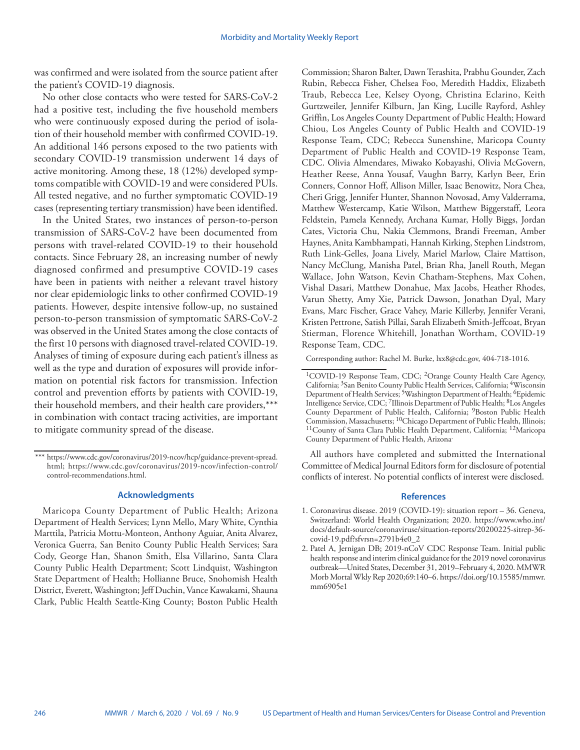was confirmed and were isolated from the source patient after the patient's COVID-19 diagnosis.

No other close contacts who were tested for SARS-CoV-2 had a positive test, including the five household members who were continuously exposed during the period of isolation of their household member with confirmed COVID-19. An additional 146 persons exposed to the two patients with secondary COVID-19 transmission underwent 14 days of active monitoring. Among these, 18 (12%) developed symptoms compatible with COVID-19 and were considered PUIs. All tested negative, and no further symptomatic COVID-19 cases (representing tertiary transmission) have been identified.

In the United States, two instances of person-to-person transmission of SARS-CoV-2 have been documented from persons with travel-related COVID-19 to their household contacts. Since February 28, an increasing number of newly diagnosed confirmed and presumptive COVID-19 cases have been in patients with neither a relevant travel history nor clear epidemiologic links to other confirmed COVID-19 patients. However, despite intensive follow-up, no sustained person-to-person transmission of symptomatic SARS-CoV-2 was observed in the United States among the close contacts of the first 10 persons with diagnosed travel-related COVID-19. Analyses of timing of exposure during each patient's illness as well as the type and duration of exposures will provide information on potential risk factors for transmission. Infection control and prevention efforts by patients with COVID-19, their household members, and their health care providers,*** in combination with contact tracing activities, are important to mitigate community spread of the disease.

*** https://www.cdc.gov/coronavirus/2019-ncov/hcp/guidance-prevent-spread.html; https://www.cdc.gov/coronavirus/2019-ncov/infection-control/control-recommendations.html.

## Acknowledgments

Maricopa County Department of Public Health; Arizona Department of Health Services; Lynn Mello, Mary White, Cynthia Marttila, Patricia Mottu-Monteon, Anthony Aguiar, Anita Alvarez, Veronica Guerra, San Benito County Public Health Services; Sara Cody, George Han, Shanon Smith, Elsa Villarino, Santa Clara County Public Health Department; Scott Lindquist, Washington State Department of Health; Hollianne Bruce, Snohomish Health District, Everett, Washington; Jeff Duchin, Vance Kawakami, Shauna Clark, Public Health Seattle-King County; Boston Public Health Commission; Sharon Balter, Dawn Terashita, Prabhu Gounder, Zach Rubin, Rebecca Fisher, Chelsea Foo, Meredith Haddix, Elizabeth Traub, Rebecca Lee, Kelsey Oyong, Christina Eclarino, Keith Gurtzweiler, Jennifer Kilburn, Jan King, Lucille Rayford, Ashley Griffin, Los Angeles County Department of Public Health; Howard Chiou, Los Angeles County of Public Health and COVID-19 Response Team, CDC; Rebecca Sunenshine, Maricopa County Department of Public Health and COVID-19 Response Team, CDC. Olivia Almendares, Miwako Kobayashi, Olivia McGovern, Heather Reese, Anna Yousaf, Vaughn Barry, Karlyn Beer, Erin Conners, Connor Hoff, Allison Miller, Isaac Benowitz, Nora Chea, Cheri Grigg, Jennifer Hunter, Shannon Novosad, Amy Valderrama, Matthew Westercamp, Katie Wilson, Matthew Biggerstaff, Leora Feldstein, Pamela Kennedy, Archana Kumar, Holly Biggs, Jordan Cates, Victoria Chu, Nakia Clemmons, Brandi Freeman, Amber Haynes, Anita Kambhampati, Hannah Kirking, Stephen Lindstrom, Ruth Link-Gelles, Joana Lively, Mariel Marlow, Claire Mattison, Nancy McClung, Manisha Patel, Brian Rha, Janell Routh, Megan Wallace, John Watson, Kevin Chatham-Stephens, Max Cohen, Vishal Dasari, Matthew Donahue, Max Jacobs, Heather Rhodes, Varun Shetty, Amy Xie, Patrick Dawson, Jonathan Dyal, Mary Evans, Marc Fischer, Grace Vahey, Marie Killerby, Jennifer Verani, Kristen Pettrone, Satish Pillai, Sarah Elizabeth Smith-Jeffcoat, Bryan Stierman, Florence Whitehill, Jonathan Wortham, COVID-19 Response Team, CDC.

Corresponding author: Rachel M. Burke, lxx8@cdc.gov, 404-718-1016.

[1]COVID-19 Response Team, CDC; [2]Orange County Health Care Agency, California; [3]San Benito County Public Health Services, California; [4]Wisconsin Department of Health Services; [5]Washington Department of Health; [6]Epidemic Intelligence Service, CDC; [7]Illinois Department of Public Health; [8]Los Angeles County Department of Public Health, California; [9]Boston Public Health Commission, Massachusetts; [10]Chicago Department of Public Health, Illinois; [11]County of Santa Clara Public Health Department, California; [12]Maricopa County Department of Public Health, Arizona.

All authors have completed and submitted the International Committee of Medical Journal Editors form for disclosure of potential conflicts of interest. No potential conflicts of interest were disclosed.

## References

1. Coronavirus disease. 2019 (COVID-19): situation report – 36. Geneva, Switzerland: World Health Organization; 2020. https://www.who.int/docs/default-source/coronaviruse/situation-reports/20200225-sitrep-36-covid-19.pdf?sfvrsn=2791b4e0_2
2. Patel A, Jernigan DB; 2019-nCoV CDC Response Team. Initial public health response and interim clinical guidance for the 2019 novel coronavirus outbreak—United States, December 31, 2019–February 4, 2020. MMWR Morb Mortal Wkly Rep 2020;69:140–6. https://doi.org/10.15585/mmwr.mm6905e1